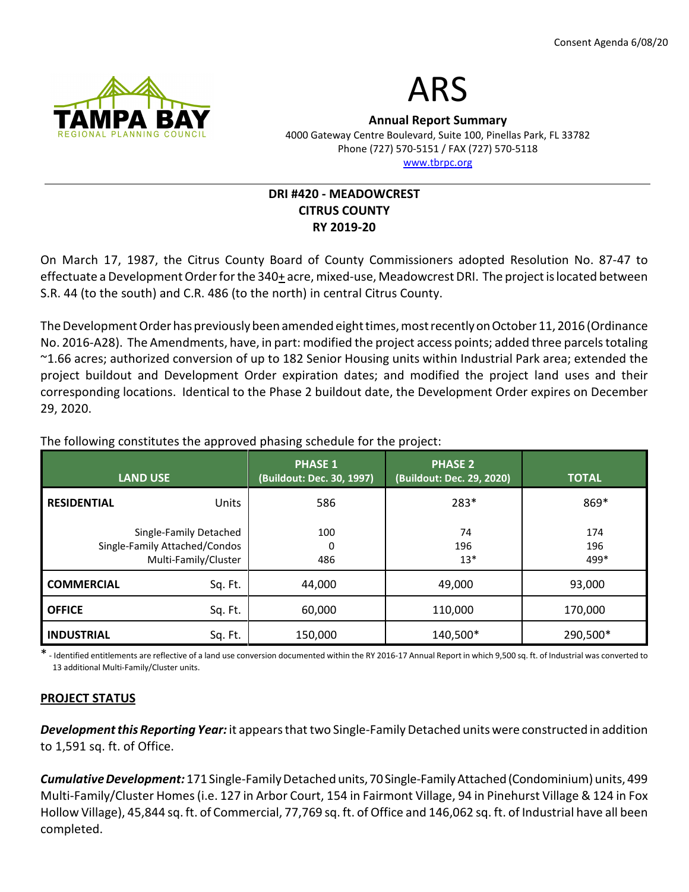Consent Agenda 6/08/20

# ARS

**Annual Report Summary**

4000 Gateway Centre Boulevard, Suite 100, Pinellas Park, FL 33782
Phone (727) 570-5151 / FAX (727) 570-5118
www.tbrpc.org

**DRI #420 - MEADOWCREST**
**CITRUS COUNTY**
**RY 2019-20**

On March 17, 1987, the Citrus County Board of County Commissioners adopted Resolution No. 87-47 to effectuate a Development Order for the 340± acre, mixed-use, Meadowcrest DRI. The project is located between S.R. 44 (to the south) and C.R. 486 (to the north) in central Citrus County.

The Development Order has previously been amended eight times, most recently on October 11, 2016 (Ordinance No. 2016-A28). The Amendments, have, in part: modified the project access points; added three parcels totaling ~1.66 acres; authorized conversion of up to 182 Senior Housing units within Industrial Park area; extended the project buildout and Development Order expiration dates; and modified the project land uses and their corresponding locations. Identical to the Phase 2 buildout date, the Development Order expires on December 29, 2020.

The following constitutes the approved phasing schedule for the project:

| LAND USE | | PHASE 1 (Buildout: Dec. 30, 1997) | PHASE 2 (Buildout: Dec. 29, 2020) | TOTAL |
|---|---|---|---|---|
| **RESIDENTIAL** | Units | 586 | 283* | 869* |
| | Single-Family Detached | 100 | 74 | 174 |
| | Single-Family Attached/Condos | 0 | 196 | 196 |
| | Multi-Family/Cluster | 486 | 13* | 499* |
| **COMMERCIAL** | Sq. Ft. | 44,000 | 49,000 | 93,000 |
| **OFFICE** | Sq. Ft. | 60,000 | 110,000 | 170,000 |
| **INDUSTRIAL** | Sq. Ft. | 150,000 | 140,500* | 290,500* |

\* - Identified entitlements are reflective of a land use conversion documented within the RY 2016-17 Annual Report in which 9,500 sq. ft. of Industrial was converted to 13 additional Multi-Family/Cluster units.

## PROJECT STATUS

***Development this Reporting Year:*** it appears that two Single-Family Detached units were constructed in addition to 1,591 sq. ft. of Office.

***Cumulative Development:*** 171 Single-Family Detached units, 70 Single-Family Attached (Condominium) units, 499 Multi-Family/Cluster Homes (i.e. 127 in Arbor Court, 154 in Fairmont Village, 94 in Pinehurst Village & 124 in Fox Hollow Village), 45,844 sq. ft. of Commercial, 77,769 sq. ft. of Office and 146,062 sq. ft. of Industrial have all been completed.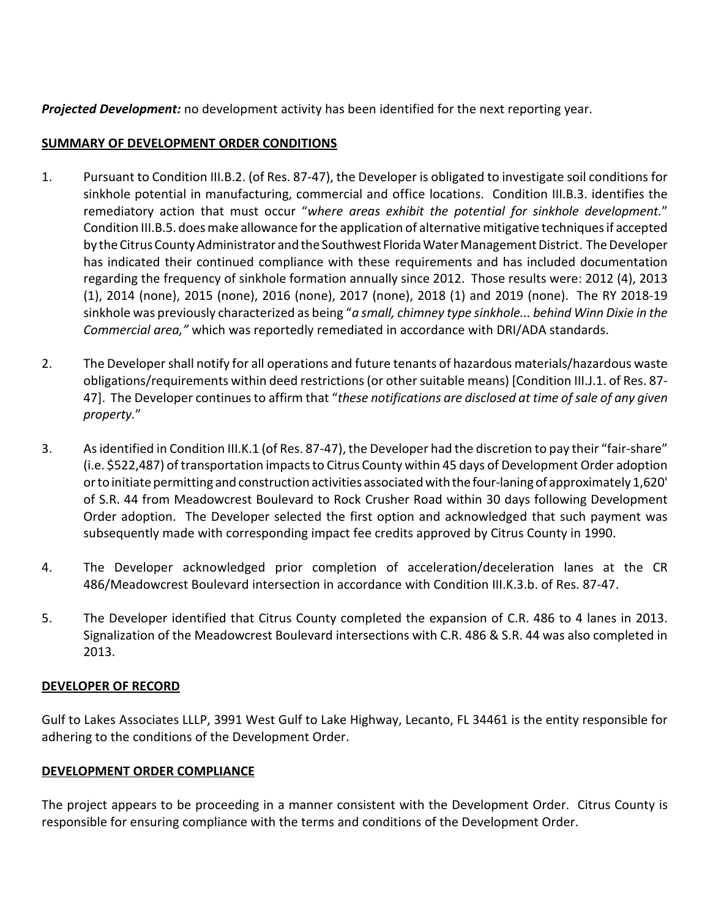***Projected Development:*** no development activity has been identified for the next reporting year.

**SUMMARY OF DEVELOPMENT ORDER CONDITIONS**

1. Pursuant to Condition III.B.2. (of Res. 87-47), the Developer is obligated to investigate soil conditions for sinkhole potential in manufacturing, commercial and office locations. Condition III.B.3. identifies the remediatory action that must occur "*where areas exhibit the potential for sinkhole development.*" Condition III.B.5. does make allowance for the application of alternative mitigative techniques if accepted by the Citrus County Administrator and the Southwest Florida Water Management District. The Developer has indicated their continued compliance with these requirements and has included documentation regarding the frequency of sinkhole formation annually since 2012. Those results were: 2012 (4), 2013 (1), 2014 (none), 2015 (none), 2016 (none), 2017 (none), 2018 (1) and 2019 (none). The RY 2018-19 sinkhole was previously characterized as being "*a small, chimney type sinkhole... behind Winn Dixie in the Commercial area,*" which was reportedly remediated in accordance with DRI/ADA standards.

2. The Developer shall notify for all operations and future tenants of hazardous materials/hazardous waste obligations/requirements within deed restrictions (or other suitable means) [Condition III.J.1. of Res. 87-47]. The Developer continues to affirm that "*these notifications are disclosed at time of sale of any given property.*"

3. As identified in Condition III.K.1 (of Res. 87-47), the Developer had the discretion to pay their "fair-share" (i.e. $522,487) of transportation impacts to Citrus County within 45 days of Development Order adoption or to initiate permitting and construction activities associated with the four-laning of approximately 1,620' of S.R. 44 from Meadowcrest Boulevard to Rock Crusher Road within 30 days following Development Order adoption. The Developer selected the first option and acknowledged that such payment was subsequently made with corresponding impact fee credits approved by Citrus County in 1990.

4. The Developer acknowledged prior completion of acceleration/deceleration lanes at the CR 486/Meadowcrest Boulevard intersection in accordance with Condition III.K.3.b. of Res. 87-47.

5. The Developer identified that Citrus County completed the expansion of C.R. 486 to 4 lanes in 2013. Signalization of the Meadowcrest Boulevard intersections with C.R. 486 & S.R. 44 was also completed in 2013.

**DEVELOPER OF RECORD**

Gulf to Lakes Associates LLLP, 3991 West Gulf to Lake Highway, Lecanto, FL 34461 is the entity responsible for adhering to the conditions of the Development Order.

**DEVELOPMENT ORDER COMPLIANCE**

The project appears to be proceeding in a manner consistent with the Development Order. Citrus County is responsible for ensuring compliance with the terms and conditions of the Development Order.